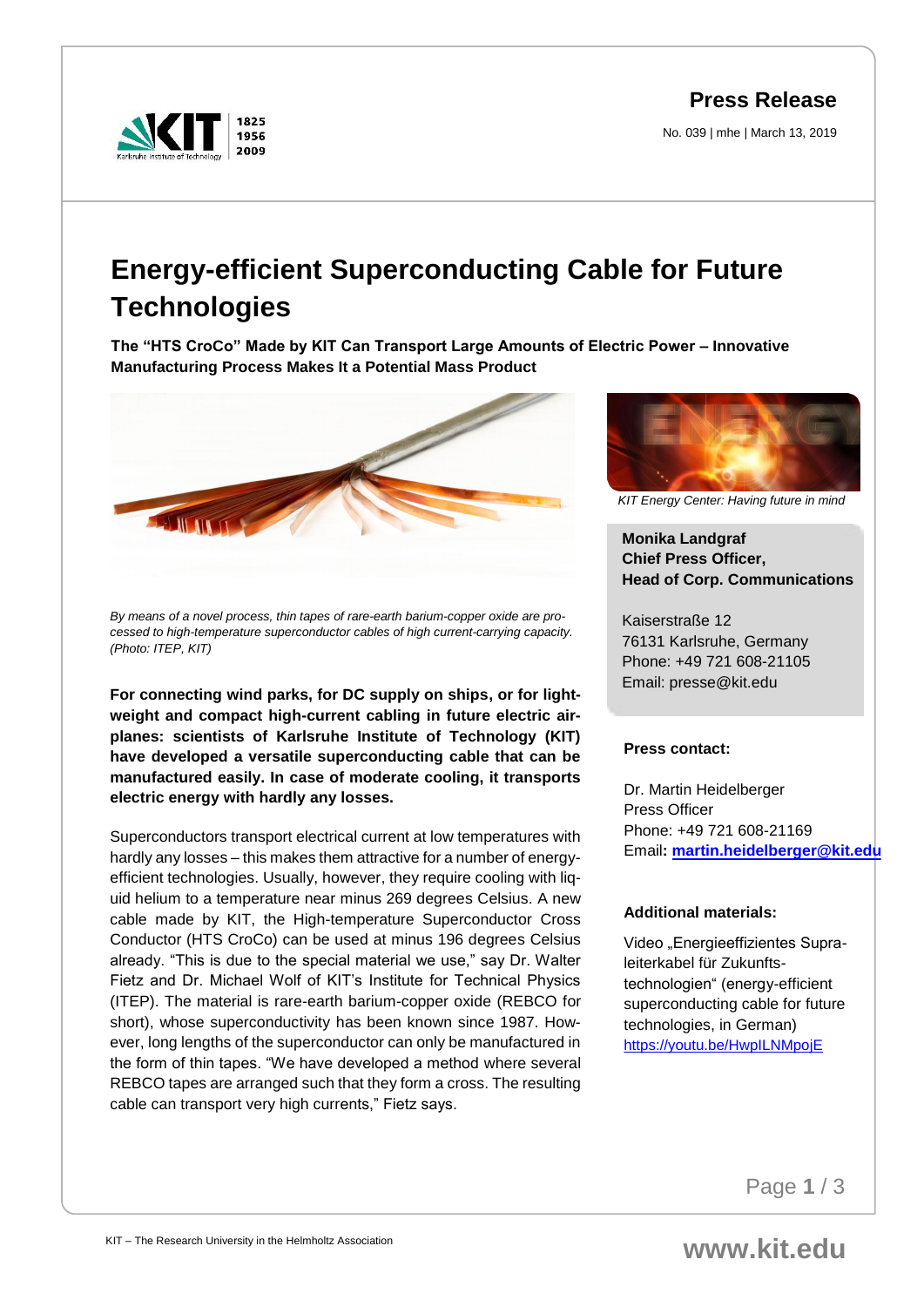**Press Release**

No. 039 | mhe | March 13, 2019

# Energy-efficient Superconducting Cable for Future Technologies

**The "HTS CroCo" Made by KIT Can Transport Large Amounts of Electric Power – Innovative Manufacturing Process Makes It a Potential Mass Product**

*By means of a novel process, thin tapes of rare-earth barium-copper oxide are processed to high-temperature superconductor cables of high current-carrying capacity. (Photo: ITEP, KIT)*

**For connecting wind parks, for DC supply on ships, or for lightweight and compact high-current cabling in future electric airplanes: scientists of Karlsruhe Institute of Technology (KIT) have developed a versatile superconducting cable that can be manufactured easily. In case of moderate cooling, it transports electric energy with hardly any losses.**

Superconductors transport electrical current at low temperatures with hardly any losses – this makes them attractive for a number of energy-efficient technologies. Usually, however, they require cooling with liquid helium to a temperature near minus 269 degrees Celsius. A new cable made by KIT, the High-temperature Superconductor Cross Conductor (HTS CroCo) can be used at minus 196 degrees Celsius already. "This is due to the special material we use," say Dr. Walter Fietz and Dr. Michael Wolf of KIT's Institute for Technical Physics (ITEP). The material is rare-earth barium-copper oxide (REBCO for short), whose superconductivity has been known since 1987. However, long lengths of the superconductor can only be manufactured in the form of thin tapes. "We have developed a method where several REBCO tapes are arranged such that they form a cross. The resulting cable can transport very high currents," Fietz says.

*KIT Energy Center: Having future in mind*

**Monika Landgraf**
**Chief Press Officer,**
**Head of Corp. Communications**

Kaiserstraße 12
76131 Karlsruhe, Germany
Phone: +49 721 608-21105
Email: presse@kit.edu

**Press contact:**

Dr. Martin Heidelberger
Press Officer
Phone: +49 721 608-21169
Email**: [martin.heidelberger@kit.edu](mailto:martin.heidelberger@kit.edu)**

**Additional materials:**

Video „Energieeffizientes Supraleiterkabel für Zukunftstechnologien" (energy-efficient superconducting cable for future technologies, in German)
[https://youtu.be/HwpILNMpojE](https://youtu.be/HwpILNMpojE)

KIT – The Research University in the Helmholtz Association

www.kit.edu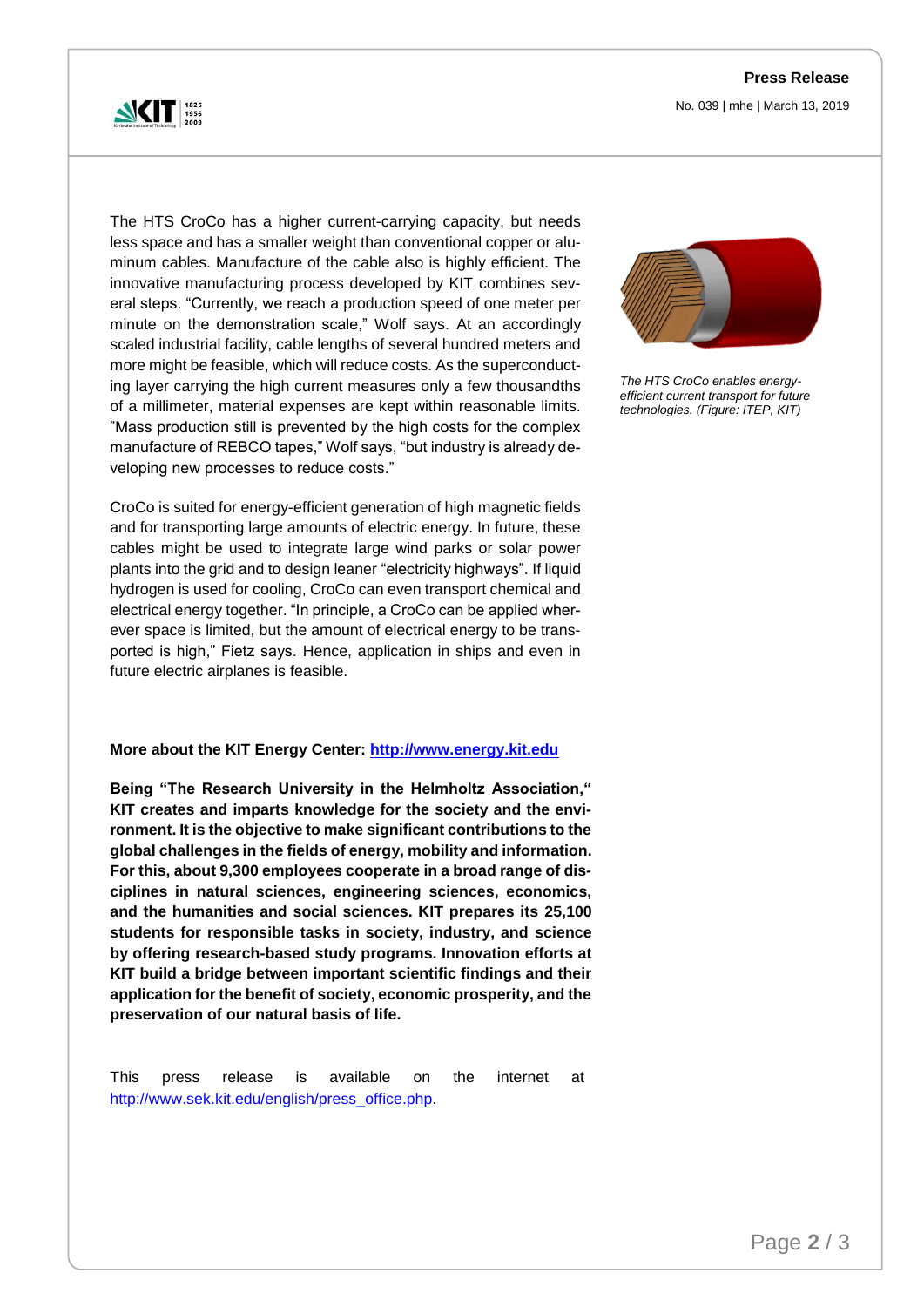The HTS CroCo has a higher current-carrying capacity, but needs less space and has a smaller weight than conventional copper or aluminum cables. Manufacture of the cable also is highly efficient. The innovative manufacturing process developed by KIT combines several steps. "Currently, we reach a production speed of one meter per minute on the demonstration scale," Wolf says. At an accordingly scaled industrial facility, cable lengths of several hundred meters and more might be feasible, which will reduce costs. As the superconducting layer carrying the high current measures only a few thousandths of a millimeter, material expenses are kept within reasonable limits. "Mass production still is prevented by the high costs for the complex manufacture of REBCO tapes," Wolf says, "but industry is already developing new processes to reduce costs."

*The HTS CroCo enables energy-efficient current transport for future technologies. (Figure: ITEP, KIT)*

CroCo is suited for energy-efficient generation of high magnetic fields and for transporting large amounts of electric energy. In future, these cables might be used to integrate large wind parks or solar power plants into the grid and to design leaner "electricity highways". If liquid hydrogen is used for cooling, CroCo can even transport chemical and electrical energy together. "In principle, a CroCo can be applied wherever space is limited, but the amount of electrical energy to be transported is high," Fietz says. Hence, application in ships and even in future electric airplanes is feasible.

**More about the KIT Energy Center: http://www.energy.kit.edu**

**Being "The Research University in the Helmholtz Association," KIT creates and imparts knowledge for the society and the environment. It is the objective to make significant contributions to the global challenges in the fields of energy, mobility and information. For this, about 9,300 employees cooperate in a broad range of disciplines in natural sciences, engineering sciences, economics, and the humanities and social sciences. KIT prepares its 25,100 students for responsible tasks in society, industry, and science by offering research-based study programs. Innovation efforts at KIT build a bridge between important scientific findings and their application for the benefit of society, economic prosperity, and the preservation of our natural basis of life.**

This press release is available on the internet at http://www.sek.kit.edu/english/press_office.php.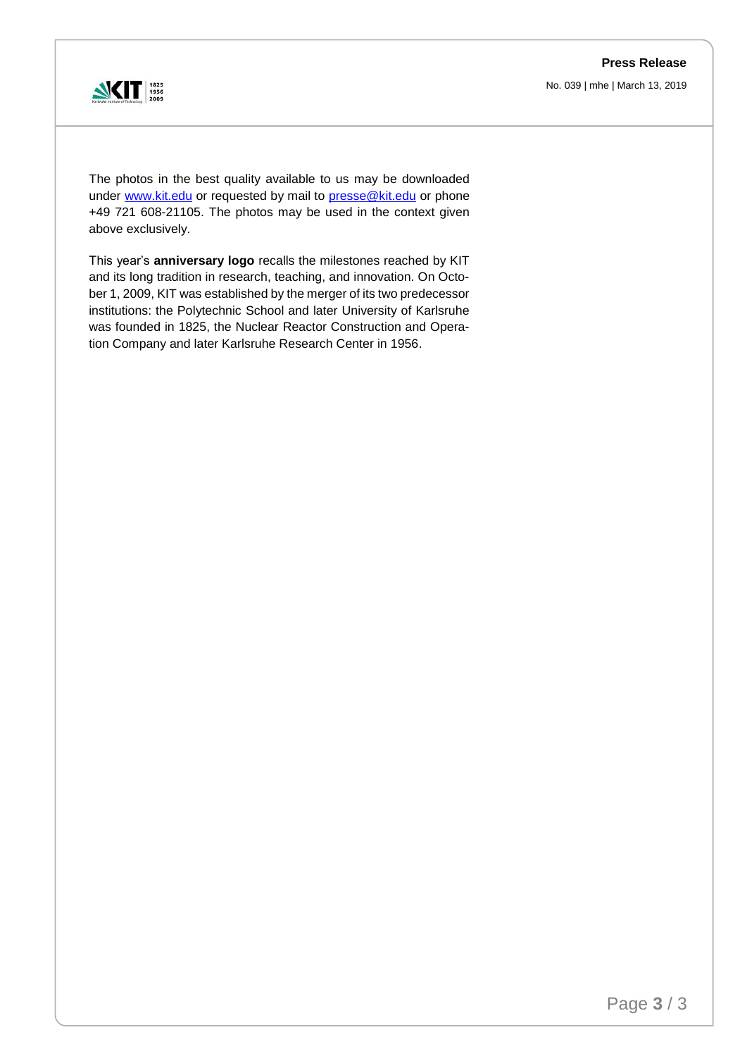The photos in the best quality available to us may be downloaded under [www.kit.edu](http://www.kit.edu) or requested by mail to [presse@kit.edu](mailto:presse@kit.edu) or phone +49 721 608-21105. The photos may be used in the context given above exclusively.

This year's **anniversary logo** recalls the milestones reached by KIT and its long tradition in research, teaching, and innovation. On October 1, 2009, KIT was established by the merger of its two predecessor institutions: the Polytechnic School and later University of Karlsruhe was founded in 1825, the Nuclear Reactor Construction and Operation Company and later Karlsruhe Research Center in 1956.